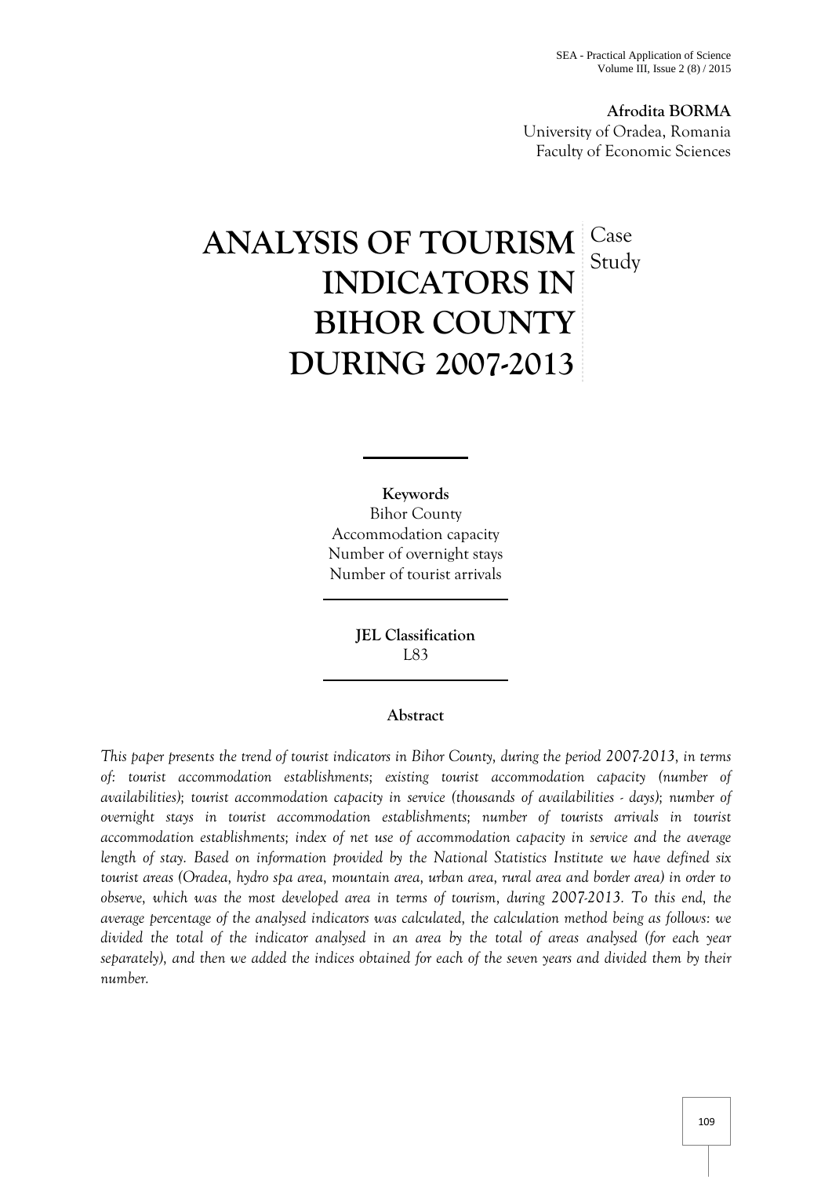**Afrodita BORMA**
University of Oradea, Romania
Faculty of Economic Sciences

# ANALYSIS OF TOURISM INDICATORS IN BIHOR COUNTY DURING 2007-2013

Case Study

**Keywords**
Bihor County
Accommodation capacity
Number of overnight stays
Number of tourist arrivals

**JEL Classification**
L83

## Abstract

*This paper presents the trend of tourist indicators in Bihor County, during the period 2007-2013, in terms of: tourist accommodation establishments; existing tourist accommodation capacity (number of availabilities); tourist accommodation capacity in service (thousands of availabilities - days); number of overnight stays in tourist accommodation establishments; number of tourists arrivals in tourist accommodation establishments; index of net use of accommodation capacity in service and the average length of stay. Based on information provided by the National Statistics Institute we have defined six tourist areas (Oradea, hydro spa area, mountain area, urban area, rural area and border area) in order to observe, which was the most developed area in terms of tourism, during 2007-2013. To this end, the average percentage of the analysed indicators was calculated, the calculation method being as follows: we divided the total of the indicator analysed in an area by the total of areas analysed (for each year separately), and then we added the indices obtained for each of the seven years and divided them by their number.*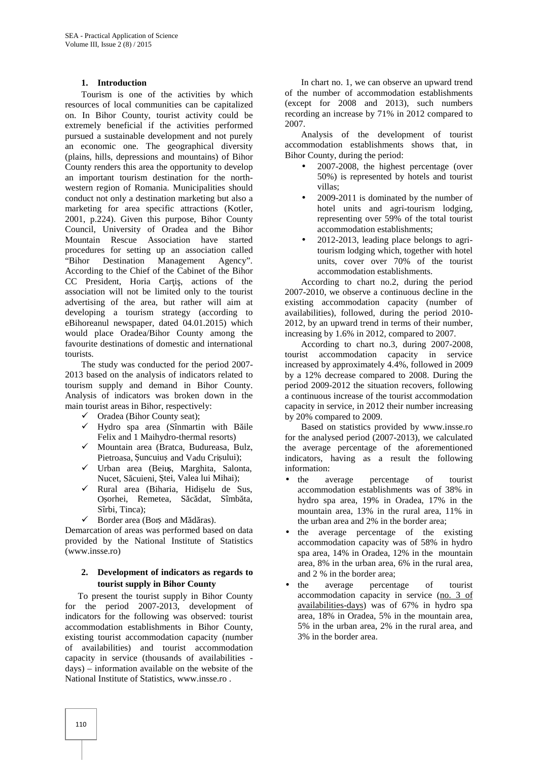## 1. Introduction

Tourism is one of the activities by which resources of local communities can be capitalized on. In Bihor County, tourist activity could be extremely beneficial if the activities performed pursued a sustainable development and not purely an economic one. The geographical diversity (plains, hills, depressions and mountains) of Bihor County renders this area the opportunity to develop an important tourism destination for the north-western region of Romania. Municipalities should conduct not only a destination marketing but also a marketing for area specific attractions (Kotler, 2001, p.224). Given this purpose, Bihor County Council, University of Oradea and the Bihor Mountain Rescue Association have started procedures for setting up an association called "Bihor Destination Management Agency". According to the Chief of the Cabinet of the Bihor CC President, Horia Carţiş, actions of the association will not be limited only to the tourist advertising of the area, but rather will aim at developing a tourism strategy (according to eBihoreanul newspaper, dated 04.01.2015) which would place Oradea/Bihor County among the favourite destinations of domestic and international tourists.

The study was conducted for the period 2007-2013 based on the analysis of indicators related to tourism supply and demand in Bihor County. Analysis of indicators was broken down in the main tourist areas in Bihor, respectively:

- ✓ Oradea (Bihor County seat);
- ✓ Hydro spa area (Sînmartin with Băile Felix and 1 Maihydro-thermal resorts)
- ✓ Mountain area (Bratca, Budureasa, Bulz, Pietroasa, Șuncuiuș and Vadu Crișului);
- ✓ Urban area (Beiuș, Marghita, Salonta, Nucet, Săcuieni, Ștei, Valea lui Mihai);
- ✓ Rural area (Biharia, Hidișelu de Sus, Oșorhei, Remetea, Săcădat, Sîmbăta, Sîrbi, Tinca);
- ✓ Border area (Borș and Mădăras).

Demarcation of areas was performed based on data provided by the National Institute of Statistics (www.insse.ro)

## 2. Development of indicators as regards to tourist supply in Bihor County

To present the tourist supply in Bihor County for the period 2007-2013, development of indicators for the following was observed: tourist accommodation establishments in Bihor County, existing tourist accommodation capacity (number of availabilities) and tourist accommodation capacity in service (thousands of availabilities - days) – information available on the website of the National Institute of Statistics, www.insse.ro .

In chart no. 1, we can observe an upward trend of the number of accommodation establishments (except for 2008 and 2013), such numbers recording an increase by 71% in 2012 compared to 2007.

Analysis of the development of tourist accommodation establishments shows that, in Bihor County, during the period:

- 2007-2008, the highest percentage (over 50%) is represented by hotels and tourist villas;
- 2009-2011 is dominated by the number of hotel units and agri-tourism lodging, representing over 59% of the total tourist accommodation establishments;
- 2012-2013, leading place belongs to agri-tourism lodging which, together with hotel units, cover over 70% of the tourist accommodation establishments.

According to chart no.2, during the period 2007-2010, we observe a continuous decline in the existing accommodation capacity (number of availabilities), followed, during the period 2010-2012, by an upward trend in terms of their number, increasing by 1.6% in 2012, compared to 2007.

According to chart no.3, during 2007-2008, tourist accommodation capacity in service increased by approximately 4.4%, followed in 2009 by a 12% decrease compared to 2008. During the period 2009-2012 the situation recovers, following a continuous increase of the tourist accommodation capacity in service, in 2012 their number increasing by 20% compared to 2009.

Based on statistics provided by www.insse.ro for the analysed period (2007-2013), we calculated the average percentage of the aforementioned indicators, having as a result the following information:

- the average percentage of tourist accommodation establishments was of 38% in hydro spa area, 19% in Oradea, 17% in the mountain area, 13% in the rural area, 11% in the urban area and 2% in the border area;
- the average percentage of the existing accommodation capacity was of 58% in hydro spa area, 14% in Oradea, 12% in the mountain area, 8% in the urban area, 6% in the rural area, and 2 % in the border area;
- the average percentage of tourist accommodation capacity in service (no. 3 of availabilities-days) was of 67% in hydro spa area, 18% in Oradea, 5% in the mountain area, 5% in the urban area, 2% in the rural area, and 3% in the border area.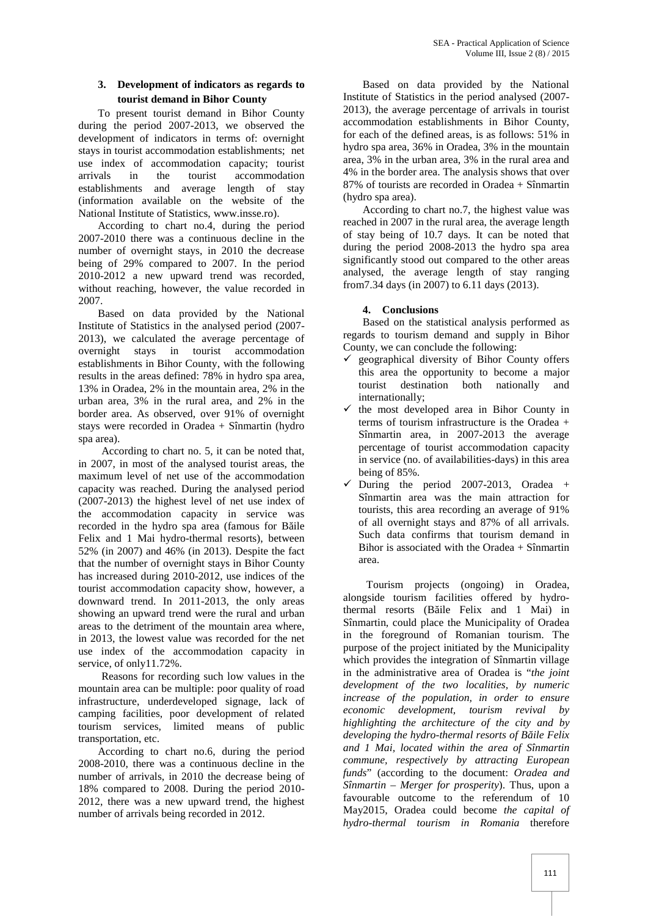## 3. Development of indicators as regards to tourist demand in Bihor County

To present tourist demand in Bihor County during the period 2007-2013, we observed the development of indicators in terms of: overnight stays in tourist accommodation establishments; net use index of accommodation capacity; tourist arrivals in the tourist accommodation establishments and average length of stay (information available on the website of the National Institute of Statistics, www.insse.ro).

According to chart no.4, during the period 2007-2010 there was a continuous decline in the number of overnight stays, in 2010 the decrease being of 29% compared to 2007. In the period 2010-2012 a new upward trend was recorded, without reaching, however, the value recorded in 2007.

Based on data provided by the National Institute of Statistics in the analysed period (2007-2013), we calculated the average percentage of overnight stays in tourist accommodation establishments in Bihor County, with the following results in the areas defined: 78% in hydro spa area, 13% in Oradea, 2% in the mountain area, 2% in the urban area, 3% in the rural area, and 2% in the border area. As observed, over 91% of overnight stays were recorded in Oradea + Sînmartin (hydro spa area).

According to chart no. 5, it can be noted that, in 2007, in most of the analysed tourist areas, the maximum level of net use of the accommodation capacity was reached. During the analysed period (2007-2013) the highest level of net use index of the accommodation capacity in service was recorded in the hydro spa area (famous for Băile Felix and 1 Mai hydro-thermal resorts), between 52% (in 2007) and 46% (in 2013). Despite the fact that the number of overnight stays in Bihor County has increased during 2010-2012, use indices of the tourist accommodation capacity show, however, a downward trend. In 2011-2013, the only areas showing an upward trend were the rural and urban areas to the detriment of the mountain area where, in 2013, the lowest value was recorded for the net use index of the accommodation capacity in service, of only11.72%.

Reasons for recording such low values in the mountain area can be multiple: poor quality of road infrastructure, underdeveloped signage, lack of camping facilities, poor development of related tourism services, limited means of public transportation, etc.

According to chart no.6, during the period 2008-2010, there was a continuous decline in the number of arrivals, in 2010 the decrease being of 18% compared to 2008. During the period 2010-2012, there was a new upward trend, the highest number of arrivals being recorded in 2012.

Based on data provided by the National Institute of Statistics in the period analysed (2007-2013), the average percentage of arrivals in tourist accommodation establishments in Bihor County, for each of the defined areas, is as follows: 51% in hydro spa area, 36% in Oradea, 3% in the mountain area, 3% in the urban area, 3% in the rural area and 4% in the border area. The analysis shows that over 87% of tourists are recorded in Oradea + Sînmartin (hydro spa area).

According to chart no.7, the highest value was reached in 2007 in the rural area, the average length of stay being of 10.7 days. It can be noted that during the period 2008-2013 the hydro spa area significantly stood out compared to the other areas analysed, the average length of stay ranging from7.34 days (in 2007) to 6.11 days (2013).

## 4. Conclusions

Based on the statistical analysis performed as regards to tourism demand and supply in Bihor County, we can conclude the following:

- ✓ geographical diversity of Bihor County offers this area the opportunity to become a major tourist destination both nationally and internationally;
- ✓ the most developed area in Bihor County in terms of tourism infrastructure is the Oradea + Sînmartin area, in 2007-2013 the average percentage of tourist accommodation capacity in service (no. of availabilities-days) in this area being of 85%.
- ✓ During the period 2007-2013, Oradea + Sînmartin area was the main attraction for tourists, this area recording an average of 91% of all overnight stays and 87% of all arrivals. Such data confirms that tourism demand in Bihor is associated with the Oradea + Sînmartin area.

Tourism projects (ongoing) in Oradea, alongside tourism facilities offered by hydro-thermal resorts (Băile Felix and 1 Mai) in Sînmartin, could place the Municipality of Oradea in the foreground of Romanian tourism. The purpose of the project initiated by the Municipality which provides the integration of Sînmartin village in the administrative area of Oradea is "*the joint development of the two localities, by numeric increase of the population, in order to ensure economic development, tourism revival by highlighting the architecture of the city and by developing the hydro-thermal resorts of Băile Felix and 1 Mai, located within the area of Sînmartin commune, respectively by attracting European funds*" (according to the document: *Oradea and Sînmartin – Merger for prosperity*). Thus, upon a favourable outcome to the referendum of 10 May2015, Oradea could become *the capital of hydro-thermal tourism in Romania* therefore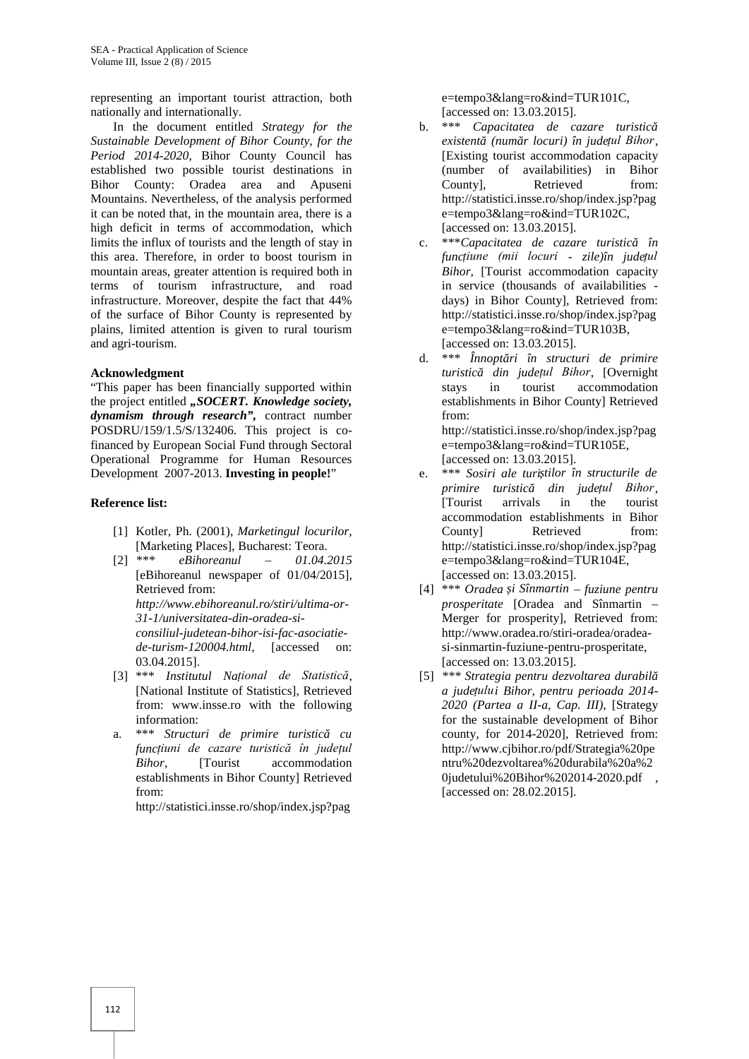representing an important tourist attraction, both nationally and internationally.

In the document entitled *Strategy for the Sustainable Development of Bihor County, for the Period 2014-2020*, Bihor County Council has established two possible tourist destinations in Bihor County: Oradea area and Apuseni Mountains. Nevertheless, of the analysis performed it can be noted that, in the mountain area, there is a high deficit in terms of accommodation, which limits the influx of tourists and the length of stay in this area. Therefore, in order to boost tourism in mountain areas, greater attention is required both in terms of tourism infrastructure, and road infrastructure. Moreover, despite the fact that 44% of the surface of Bihor County is represented by plains, limited attention is given to rural tourism and agri-tourism.

**Acknowledgment**

"This paper has been financially supported within the project entitled ***„SOCERT. Knowledge society, dynamism through research",*** contract number POSDRU/159/1.5/S/132406. This project is co-financed by European Social Fund through Sectoral Operational Programme for Human Resources Development 2007-2013. **Investing in people!**"

**Reference list:**

[1] Kotler, Ph. (2001), *Marketingul locurilor*, [Marketing Places], Bucharest: Teora.

[2] *** *eBihoreanul – 01.04.2015* [eBihoreanul newspaper of 01/04/2015], Retrieved from: *http://www.ebihoreanul.ro/stiri/ultima-or-31-1/universitatea-din-oradea-si-consiliul-judetean-bihor-isi-fac-asociatie-de-turism-120004.html*, [accessed on: 03.04.2015].

[3] *** *Institutul Național de Statistică*, [National Institute of Statistics], Retrieved from: www.insse.ro with the following information:

a. *** *Structuri de primire turistică cu funcțiuni de cazare turistică în județul Bihor*, [Tourist accommodation establishments in Bihor County] Retrieved from: http://statistici.insse.ro/shop/index.jsp?page=tempo3&lang=ro&ind=TUR101C, [accessed on: 13.03.2015].

b. *** *Capacitatea de cazare turistică existentă (număr locuri) în județul Bihor*, [Existing tourist accommodation capacity (number of availabilities) in Bihor County], Retrieved from: http://statistici.insse.ro/shop/index.jsp?page=tempo3&lang=ro&ind=TUR102C, [accessed on: 13.03.2015].

c. ****Capacitatea de cazare turistică în funcțiune (mii locuri - zile)în județul Bihor*, [Tourist accommodation capacity in service (thousands of availabilities - days) in Bihor County], Retrieved from: http://statistici.insse.ro/shop/index.jsp?page=tempo3&lang=ro&ind=TUR103B, [accessed on: 13.03.2015].

d. *** *Înnoptări în structuri de primire turistică din județul Bihor*, [Overnight stays in tourist accommodation establishments in Bihor County] Retrieved from: http://statistici.insse.ro/shop/index.jsp?page=tempo3&lang=ro&ind=TUR105E, [accessed on: 13.03.2015].

e. *** *Sosiri ale turiștilor în structurile de primire turistică din județul Bihor*, [Tourist arrivals in the tourist accommodation establishments in Bihor County] Retrieved from: http://statistici.insse.ro/shop/index.jsp?page=tempo3&lang=ro&ind=TUR104E, [accessed on: 13.03.2015].

[4] *** *Oradea și Sînmartin – fuziune pentru prosperitate* [Oradea and Sînmartin – Merger for prosperity], Retrieved from: http://www.oradea.ro/stiri-oradea/oradea-si-sinmartin-fuziune-pentru-prosperitate, [accessed on: 13.03.2015].

[5] *** *Strategia pentru dezvoltarea durabilă a județului Bihor, pentru perioada 2014-2020 (Partea a II-a, Cap. III)*, [Strategy for the sustainable development of Bihor county, for 2014-2020], Retrieved from: http://www.cjbihor.ro/pdf/Strategia%20pentru%20dezvoltarea%20durabila%20a%20judetului%20Bihor%202014-2020.pdf , [accessed on: 28.02.2015].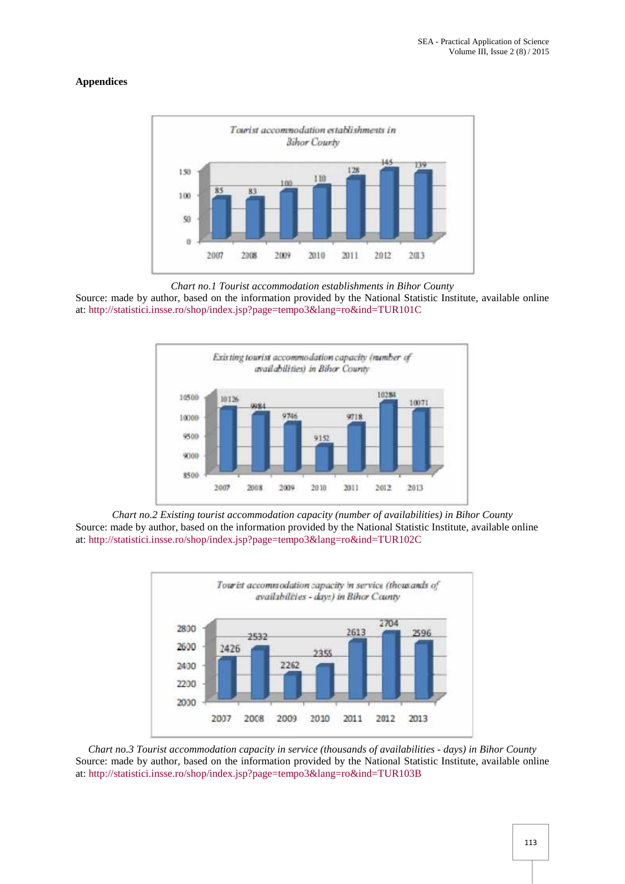## Appendices

| Year | Tourist accommodation establishments in Bihor County |
|---|---|
| 2007 | 85 |
| 2008 | 83 |
| 2009 | 100 |
| 2010 | 110 |
| 2011 | 128 |
| 2012 | 145 |
| 2013 | 139 |

*Chart no.1 Tourist accommodation establishments in Bihor County*

Source: made by author, based on the information provided by the National Statistic Institute, available online at: http://statistici.insse.ro/shop/index.jsp?page=tempo3&lang=ro&ind=TUR101C

| Year | Existing tourist accommodation capacity (number of availabilities) in Bihor County |
|---|---|
| 2007 | 10126 |
| 2008 | 9984 |
| 2009 | 9746 |
| 2010 | 9152 |
| 2011 | 9718 |
| 2012 | 10284 |
| 2013 | 10071 |

*Chart no.2 Existing tourist accommodation capacity (number of availabilities) in Bihor County*

Source: made by author, based on the information provided by the National Statistic Institute, available online at: http://statistici.insse.ro/shop/index.jsp?page=tempo3&lang=ro&ind=TUR102C

| Year | Tourist accommodation capacity in service (thousands of availabilities - days) in Bihor County |
|---|---|
| 2007 | 2426 |
| 2008 | 2532 |
| 2009 | 2262 |
| 2010 | 2355 |
| 2011 | 2613 |
| 2012 | 2704 |
| 2013 | 2596 |

*Chart no.3 Tourist accommodation capacity in service (thousands of availabilities - days) in Bihor County*

Source: made by author, based on the information provided by the National Statistic Institute, available online at: http://statistici.insse.ro/shop/index.jsp?page=tempo3&lang=ro&ind=TUR103B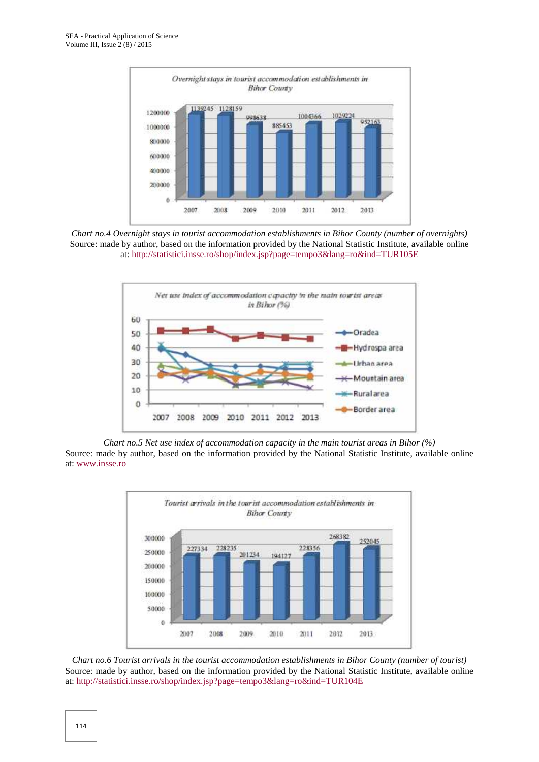*Chart no.4 Overnight stays in tourist accommodation establishments in Bihor County (number of overnights)*
Source: made by author, based on the information provided by the National Statistic Institute, available online at: http://statistici.insse.ro/shop/index.jsp?page=tempo3&lang=ro&ind=TUR105E

*Chart no.5 Net use index of accommodation capacity in the main tourist areas in Bihor (%)*
Source: made by author, based on the information provided by the National Statistic Institute, available online at: www.insse.ro

*Chart no.6 Tourist arrivals in the tourist accommodation establishments in Bihor County (number of tourist)*
Source: made by author, based on the information provided by the National Statistic Institute, available online at: http://statistici.insse.ro/shop/index.jsp?page=tempo3&lang=ro&ind=TUR104E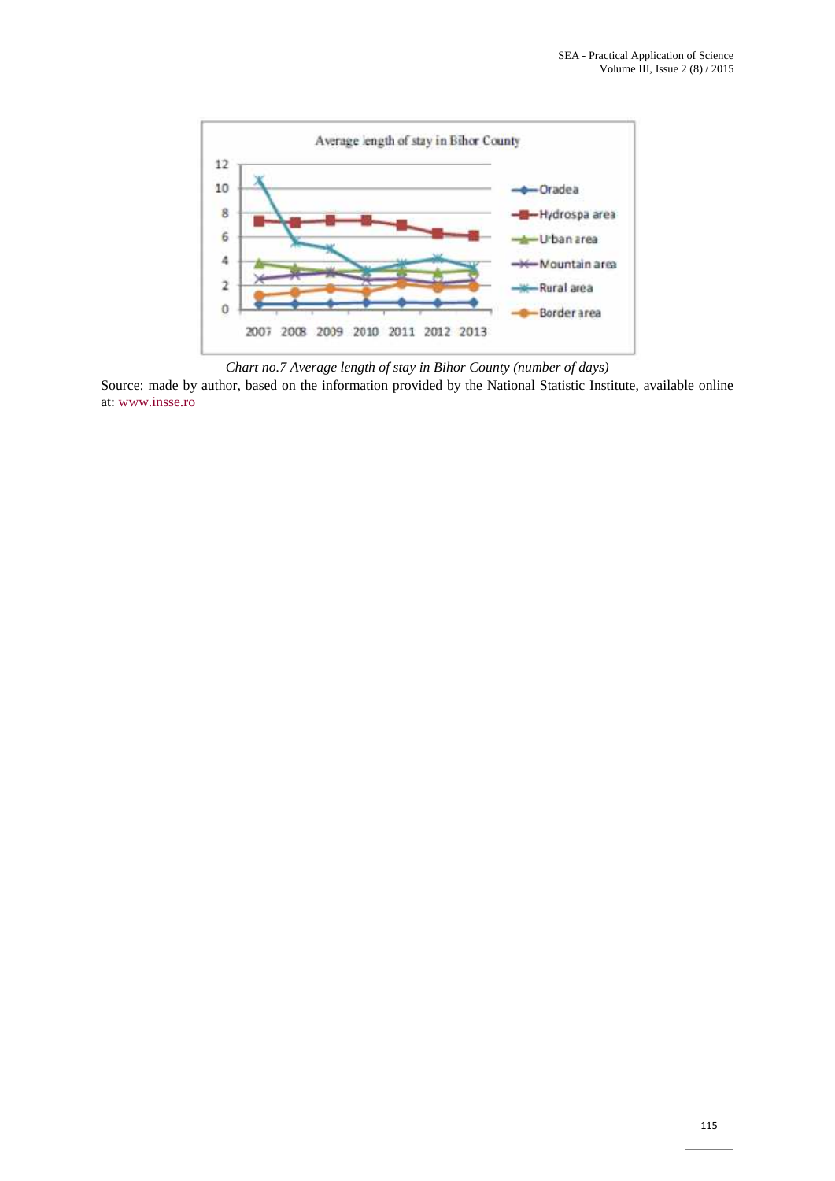Average length of stay in Bihor County

12
10
8
6
4
2
0

2007 2008 2009 2010 2011 2012 2013

Oradea
Hydrospa area
Urban area
Mountain area
Rural area
Border area

*Chart no.7 Average length of stay in Bihor County (number of days)*

Source: made by author, based on the information provided by the National Statistic Institute, available online at: www.insse.ro